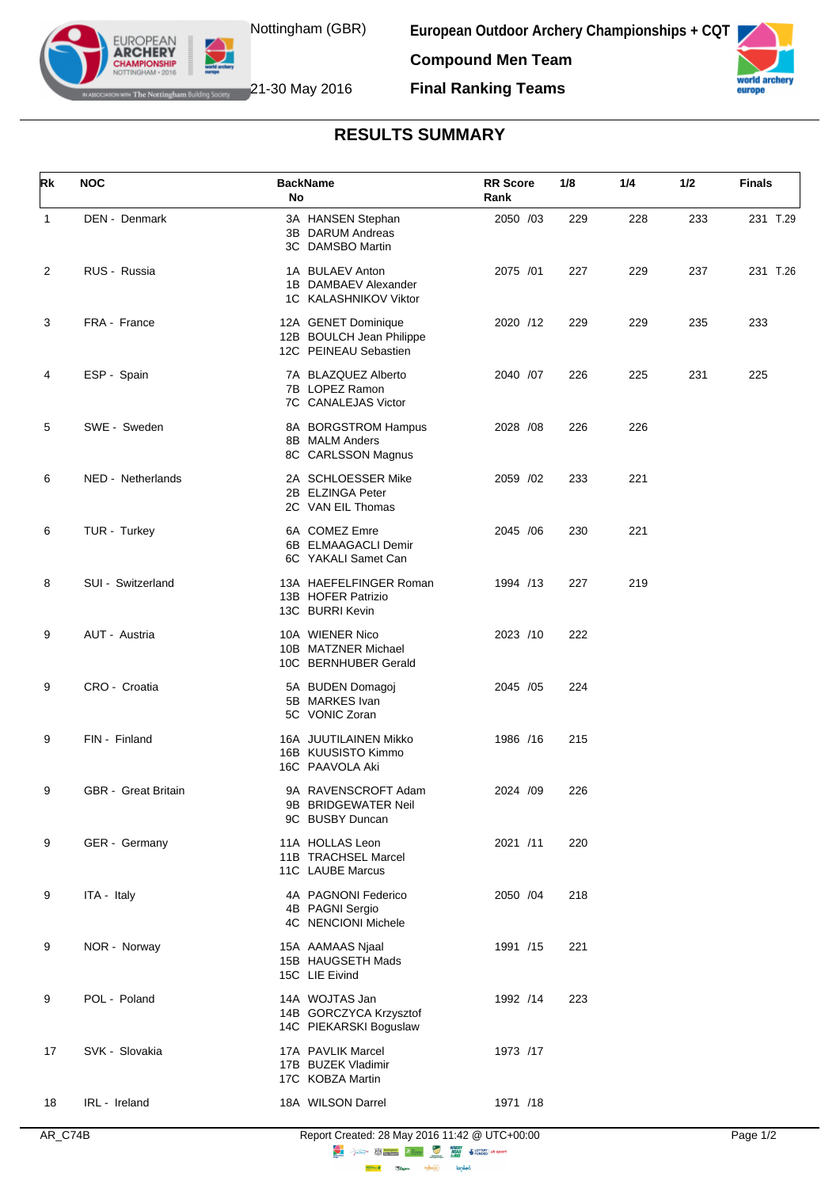Nottingham (GBR)

21-30 May 2016

**European Outdoor Archery Championships + CQT**

**Compound Men Team**

**Final Ranking Teams**

## RESULTS SUMMARY

| Rk | NOC | BackName No | RR Score Rank | 1/8 | 1/4 | 1/2 | Finals |
|---|---|---|---|---|---|---|---|
| 1 | DEN - Denmark | 3A HANSEN Stephan<br>3B DARUM Andreas<br>3C DAMSBO Martin | 2050 /03 | 229 | 228 | 233 | 231 T.29 |
| 2 | RUS - Russia | 1A BULAEV Anton<br>1B DAMBAEV Alexander<br>1C KALASHNIKOV Viktor | 2075 /01 | 227 | 229 | 237 | 231 T.26 |
| 3 | FRA - France | 12A GENET Dominique<br>12B BOULCH Jean Philippe<br>12C PEINEAU Sebastien | 2020 /12 | 229 | 229 | 235 | 233 |
| 4 | ESP - Spain | 7A BLAZQUEZ Alberto<br>7B LOPEZ Ramon<br>7C CANALEJAS Victor | 2040 /07 | 226 | 225 | 231 | 225 |
| 5 | SWE - Sweden | 8A BORGSTROM Hampus<br>8B MALM Anders<br>8C CARLSSON Magnus | 2028 /08 | 226 | 226 | | |
| 6 | NED - Netherlands | 2A SCHLOESSER Mike<br>2B ELZINGA Peter<br>2C VAN EIL Thomas | 2059 /02 | 233 | 221 | | |
| 6 | TUR - Turkey | 6A COMEZ Emre<br>6B ELMAAGACLI Demir<br>6C YAKALI Samet Can | 2045 /06 | 230 | 221 | | |
| 8 | SUI - Switzerland | 13A HAEFELFINGER Roman<br>13B HOFER Patrizio<br>13C BURRI Kevin | 1994 /13 | 227 | 219 | | |
| 9 | AUT - Austria | 10A WIENER Nico<br>10B MATZNER Michael<br>10C BERNHUBER Gerald | 2023 /10 | 222 | | | |
| 9 | CRO - Croatia | 5A BUDEN Domagoj<br>5B MARKES Ivan<br>5C VONIC Zoran | 2045 /05 | 224 | | | |
| 9 | FIN - Finland | 16A JUUTILAINEN Mikko<br>16B KUUSISTO Kimmo<br>16C PAAVOLA Aki | 1986 /16 | 215 | | | |
| 9 | GBR - Great Britain | 9A RAVENSCROFT Adam<br>9B BRIDGEWATER Neil<br>9C BUSBY Duncan | 2024 /09 | 226 | | | |
| 9 | GER - Germany | 11A HOLLAS Leon<br>11B TRACHSEL Marcel<br>11C LAUBE Marcus | 2021 /11 | 220 | | | |
| 9 | ITA - Italy | 4A PAGNONI Federico<br>4B PAGNI Sergio<br>4C NENCIONI Michele | 2050 /04 | 218 | | | |
| 9 | NOR - Norway | 15A AAMAAS Njaal<br>15B HAUGSETH Mads<br>15C LIE Eivind | 1991 /15 | 221 | | | |
| 9 | POL - Poland | 14A WOJTAS Jan<br>14B GORCZYCA Krzysztof<br>14C PIEKARSKI Boguslaw | 1992 /14 | 223 | | | |
| 17 | SVK - Slovakia | 17A PAVLIK Marcel<br>17B BUZEK Vladimir<br>17C KOBZA Martin | 1973 /17 | | | | |
| 18 | IRL - Ireland | 18A WILSON Darrel | 1971 /18 | | | | |

AR_C74B Report Created: 28 May 2016 11:42 @ UTC+00:00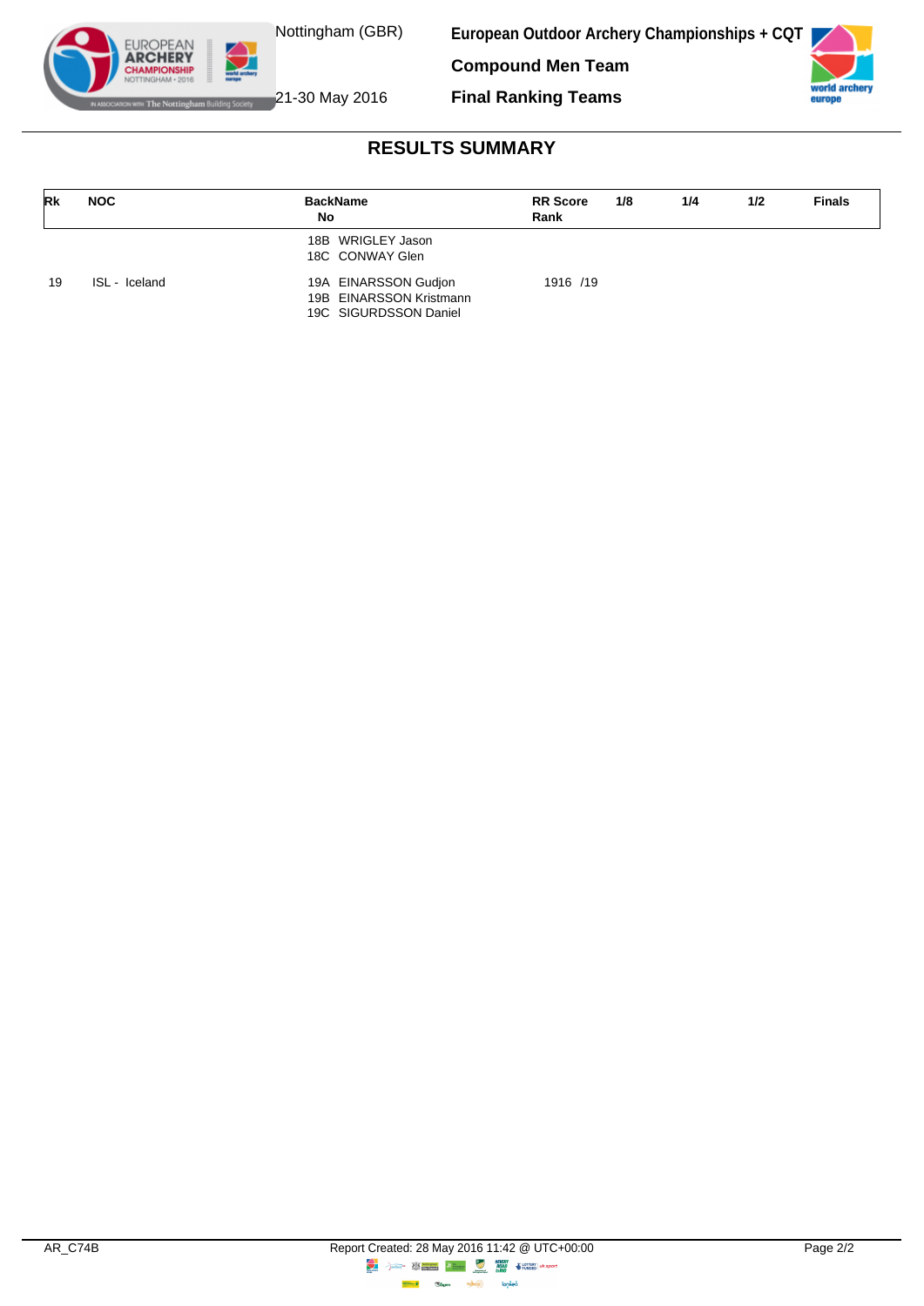## RESULTS SUMMARY

| Rk | NOC | BackName No | RR Score Rank | 1/8 | 1/4 | 1/2 | Finals |
|---|---|---|---|---|---|---|---|
| | | 18B WRIGLEY Jason<br>18C CONWAY Glen | | | | | |
| 19 | ISL - Iceland | 19A EINARSSON Gudjon<br>19B EINARSSON Kristmann<br>19C SIGURDSSON Daniel | 1916 /19 | | | | |